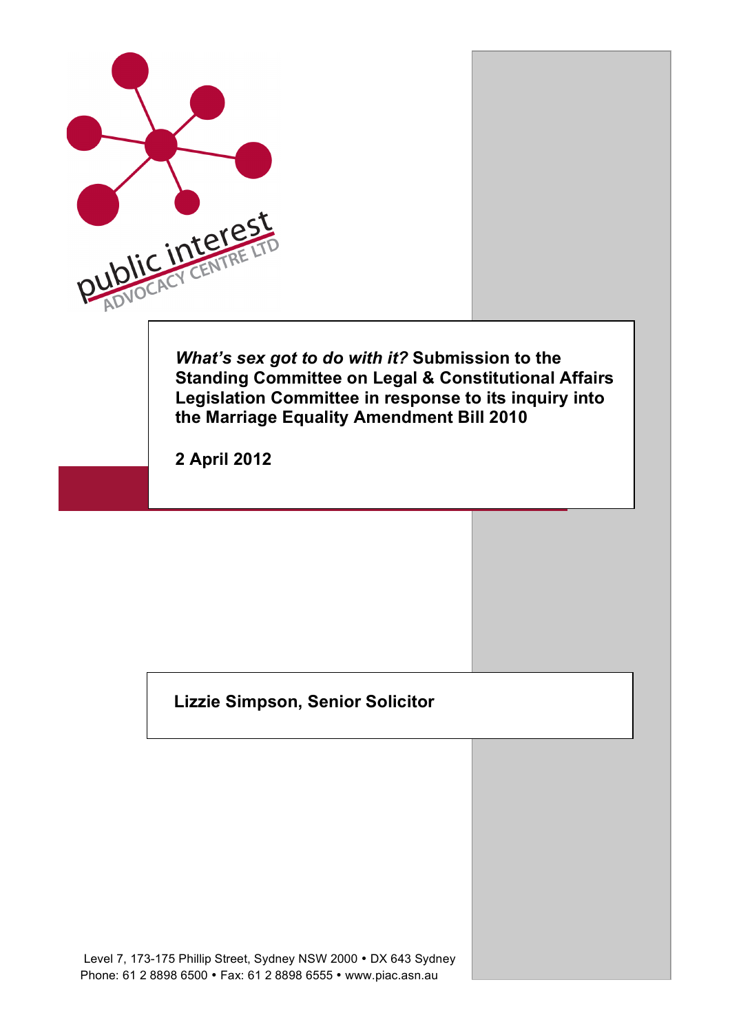public interest ADVOCACY CENTRE LTD

# *What's sex got to do with it?* Submission to the Standing Committee on Legal & Constitutional Affairs Legislation Committee in response to its inquiry into the Marriage Equality Amendment Bill 2010

**2 April 2012**

**Lizzie Simpson, Senior Solicitor**

Level 7, 173-175 Phillip Street, Sydney NSW 2000 • DX 643 Sydney
Phone: 61 2 8898 6500 • Fax: 61 2 8898 6555 • www.piac.asn.au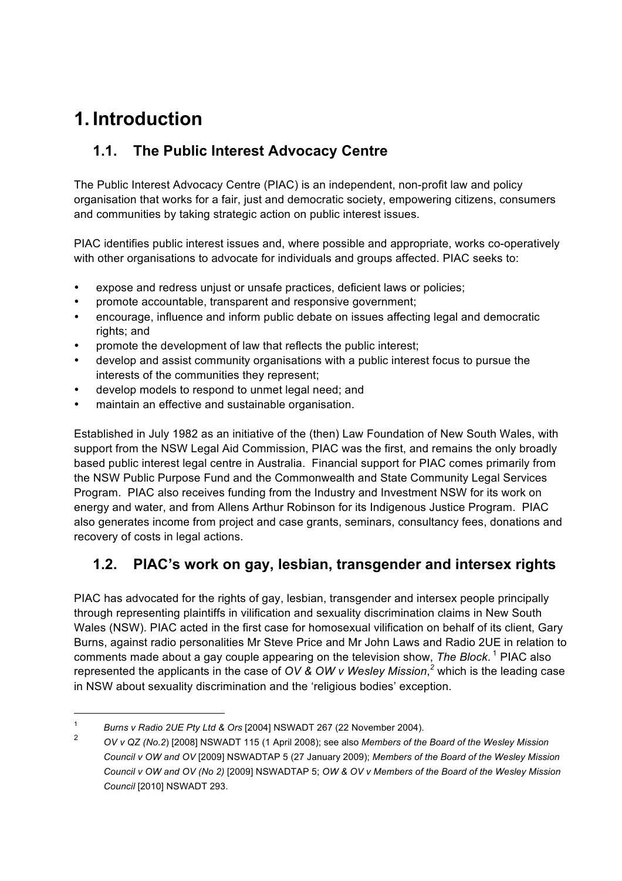# 1. Introduction

## 1.1. The Public Interest Advocacy Centre

The Public Interest Advocacy Centre (PIAC) is an independent, non-profit law and policy organisation that works for a fair, just and democratic society, empowering citizens, consumers and communities by taking strategic action on public interest issues.

PIAC identifies public interest issues and, where possible and appropriate, works co-operatively with other organisations to advocate for individuals and groups affected. PIAC seeks to:

- expose and redress unjust or unsafe practices, deficient laws or policies;
- promote accountable, transparent and responsive government;
- encourage, influence and inform public debate on issues affecting legal and democratic rights; and
- promote the development of law that reflects the public interest;
- develop and assist community organisations with a public interest focus to pursue the interests of the communities they represent;
- develop models to respond to unmet legal need; and
- maintain an effective and sustainable organisation.

Established in July 1982 as an initiative of the (then) Law Foundation of New South Wales, with support from the NSW Legal Aid Commission, PIAC was the first, and remains the only broadly based public interest legal centre in Australia. Financial support for PIAC comes primarily from the NSW Public Purpose Fund and the Commonwealth and State Community Legal Services Program. PIAC also receives funding from the Industry and Investment NSW for its work on energy and water, and from Allens Arthur Robinson for its Indigenous Justice Program. PIAC also generates income from project and case grants, seminars, consultancy fees, donations and recovery of costs in legal actions.

## 1.2. PIAC's work on gay, lesbian, transgender and intersex rights

PIAC has advocated for the rights of gay, lesbian, transgender and intersex people principally through representing plaintiffs in vilification and sexuality discrimination claims in New South Wales (NSW). PIAC acted in the first case for homosexual vilification on behalf of its client, Gary Burns, against radio personalities Mr Steve Price and Mr John Laws and Radio 2UE in relation to comments made about a gay couple appearing on the television show, *The Block*.[1] PIAC also represented the applicants in the case of *OV & OW v Wesley Mission*,[2] which is the leading case in NSW about sexuality discrimination and the 'religious bodies' exception.

---

[1] *Burns v Radio 2UE Pty Ltd & Ors* [2004] NSWADT 267 (22 November 2004).

[2] *OV v QZ (No.2*) [2008] NSWADT 115 (1 April 2008); see also *Members of the Board of the Wesley Mission Council v OW and OV* [2009] NSWADTAP 5 (27 January 2009); *Members of the Board of the Wesley Mission Council v OW and OV (No 2)* [2009] NSWADTAP 5; *OW & OV v Members of the Board of the Wesley Mission Council* [2010] NSWADT 293.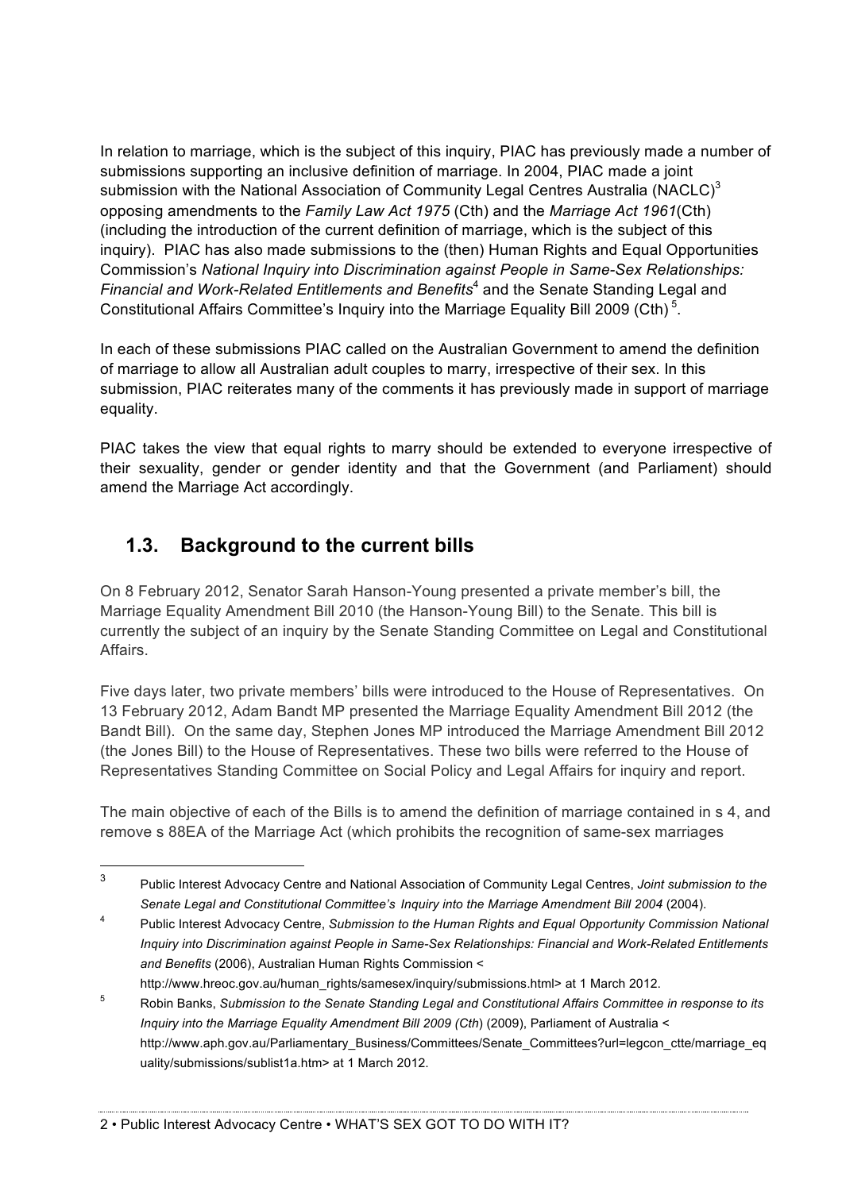In relation to marriage, which is the subject of this inquiry, PIAC has previously made a number of submissions supporting an inclusive definition of marriage. In 2004, PIAC made a joint submission with the National Association of Community Legal Centres Australia (NACLC)[3] opposing amendments to the *Family Law Act 1975* (Cth) and the *Marriage Act 1961*(Cth) (including the introduction of the current definition of marriage, which is the subject of this inquiry). PIAC has also made submissions to the (then) Human Rights and Equal Opportunities Commission's *National Inquiry into Discrimination against People in Same-Sex Relationships: Financial and Work-Related Entitlements and Benefits*[4] and the Senate Standing Legal and Constitutional Affairs Committee's Inquiry into the Marriage Equality Bill 2009 (Cth)[5].

In each of these submissions PIAC called on the Australian Government to amend the definition of marriage to allow all Australian adult couples to marry, irrespective of their sex. In this submission, PIAC reiterates many of the comments it has previously made in support of marriage equality.

PIAC takes the view that equal rights to marry should be extended to everyone irrespective of their sexuality, gender or gender identity and that the Government (and Parliament) should amend the Marriage Act accordingly.

## 1.3. Background to the current bills

On 8 February 2012, Senator Sarah Hanson-Young presented a private member's bill, the Marriage Equality Amendment Bill 2010 (the Hanson-Young Bill) to the Senate. This bill is currently the subject of an inquiry by the Senate Standing Committee on Legal and Constitutional Affairs.

Five days later, two private members' bills were introduced to the House of Representatives. On 13 February 2012, Adam Bandt MP presented the Marriage Equality Amendment Bill 2012 (the Bandt Bill). On the same day, Stephen Jones MP introduced the Marriage Amendment Bill 2012 (the Jones Bill) to the House of Representatives. These two bills were referred to the House of Representatives Standing Committee on Social Policy and Legal Affairs for inquiry and report.

The main objective of each of the Bills is to amend the definition of marriage contained in s 4, and remove s 88EA of the Marriage Act (which prohibits the recognition of same-sex marriages

---

[3] Public Interest Advocacy Centre and National Association of Community Legal Centres, *Joint submission to the Senate Legal and Constitutional Committee's Inquiry into the Marriage Amendment Bill 2004* (2004).

[4] Public Interest Advocacy Centre, *Submission to the Human Rights and Equal Opportunity Commission National Inquiry into Discrimination against People in Same-Sex Relationships: Financial and Work-Related Entitlements and Benefits* (2006), Australian Human Rights Commission < http://www.hreoc.gov.au/human_rights/samesex/inquiry/submissions.html> at 1 March 2012.

[5] Robin Banks, *Submission to the Senate Standing Legal and Constitutional Affairs Committee in response to its Inquiry into the Marriage Equality Amendment Bill 2009 (Cth)* (2009), Parliament of Australia < http://www.aph.gov.au/Parliamentary_Business/Committees/Senate_Committees?url=legcon_ctte/marriage_equality/submissions/sublist1a.htm> at 1 March 2012.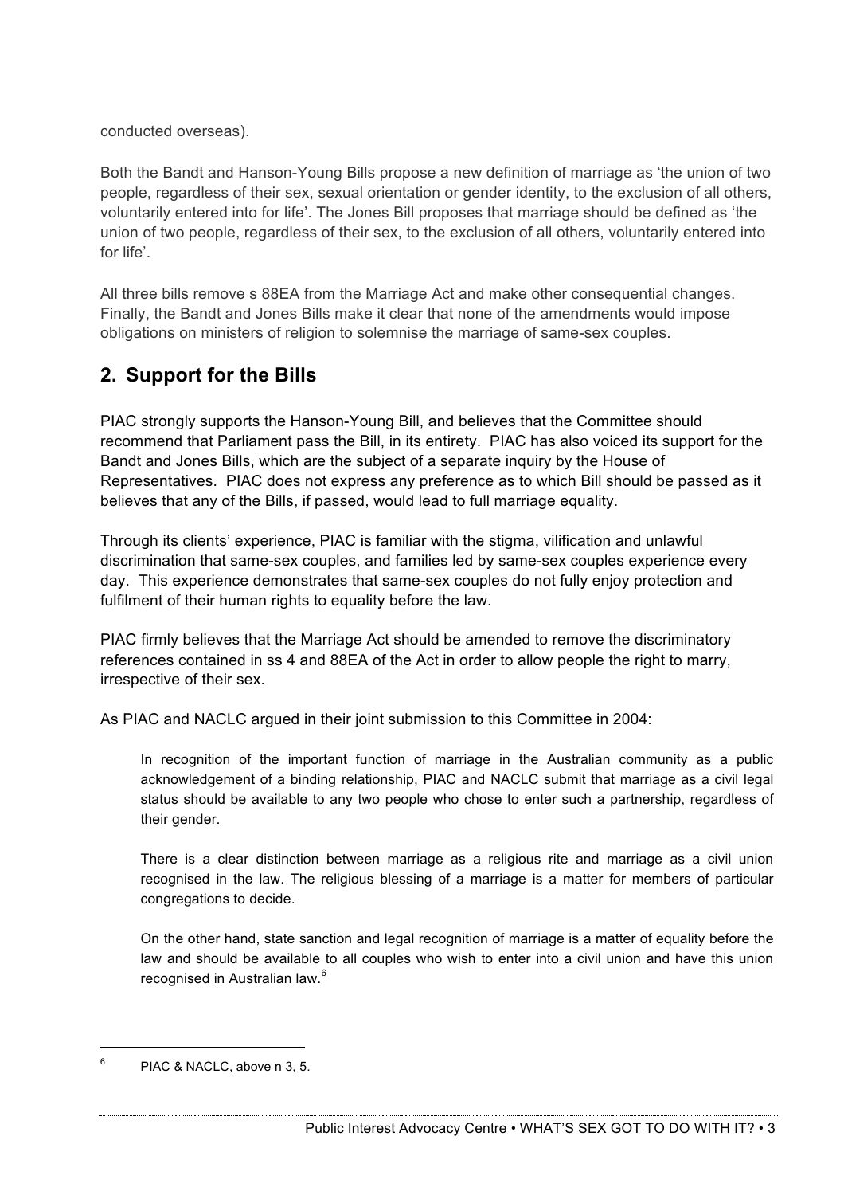conducted overseas).

Both the Bandt and Hanson-Young Bills propose a new definition of marriage as 'the union of two people, regardless of their sex, sexual orientation or gender identity, to the exclusion of all others, voluntarily entered into for life'. The Jones Bill proposes that marriage should be defined as 'the union of two people, regardless of their sex, to the exclusion of all others, voluntarily entered into for life'.

All three bills remove s 88EA from the Marriage Act and make other consequential changes. Finally, the Bandt and Jones Bills make it clear that none of the amendments would impose obligations on ministers of religion to solemnise the marriage of same-sex couples.

## 2. Support for the Bills

PIAC strongly supports the Hanson-Young Bill, and believes that the Committee should recommend that Parliament pass the Bill, in its entirety. PIAC has also voiced its support for the Bandt and Jones Bills, which are the subject of a separate inquiry by the House of Representatives. PIAC does not express any preference as to which Bill should be passed as it believes that any of the Bills, if passed, would lead to full marriage equality.

Through its clients' experience, PIAC is familiar with the stigma, vilification and unlawful discrimination that same-sex couples, and families led by same-sex couples experience every day. This experience demonstrates that same-sex couples do not fully enjoy protection and fulfilment of their human rights to equality before the law.

PIAC firmly believes that the Marriage Act should be amended to remove the discriminatory references contained in ss 4 and 88EA of the Act in order to allow people the right to marry, irrespective of their sex.

As PIAC and NACLC argued in their joint submission to this Committee in 2004:

> In recognition of the important function of marriage in the Australian community as a public acknowledgement of a binding relationship, PIAC and NACLC submit that marriage as a civil legal status should be available to any two people who chose to enter such a partnership, regardless of their gender.
>
> There is a clear distinction between marriage as a religious rite and marriage as a civil union recognised in the law. The religious blessing of a marriage is a matter for members of particular congregations to decide.
>
> On the other hand, state sanction and legal recognition of marriage is a matter of equality before the law and should be available to all couples who wish to enter into a civil union and have this union recognised in Australian law.[6]

---

[6] PIAC & NACLC, above n 3, 5.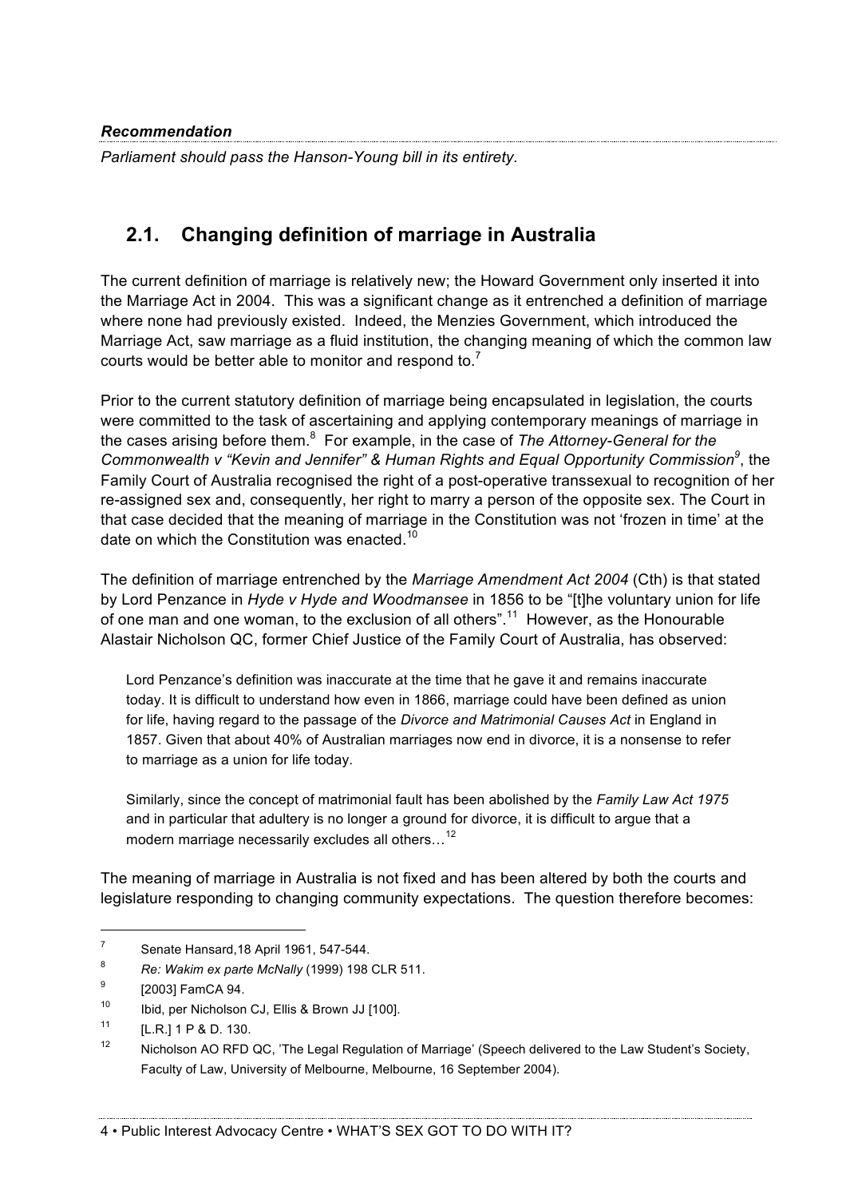***Recommendation***

*Parliament should pass the Hanson-Young bill in its entirety.*

## 2.1. Changing definition of marriage in Australia

The current definition of marriage is relatively new; the Howard Government only inserted it into the Marriage Act in 2004. This was a significant change as it entrenched a definition of marriage where none had previously existed. Indeed, the Menzies Government, which introduced the Marriage Act, saw marriage as a fluid institution, the changing meaning of which the common law courts would be better able to monitor and respond to.[7]

Prior to the current statutory definition of marriage being encapsulated in legislation, the courts were committed to the task of ascertaining and applying contemporary meanings of marriage in the cases arising before them.[8] For example, in the case of *The Attorney-General for the Commonwealth v "Kevin and Jennifer" & Human Rights and Equal Opportunity Commission*[9], the Family Court of Australia recognised the right of a post-operative transsexual to recognition of her re-assigned sex and, consequently, her right to marry a person of the opposite sex. The Court in that case decided that the meaning of marriage in the Constitution was not 'frozen in time' at the date on which the Constitution was enacted.[10]

The definition of marriage entrenched by the *Marriage Amendment Act 2004* (Cth) is that stated by Lord Penzance in *Hyde v Hyde and Woodmansee* in 1856 to be "[t]he voluntary union for life of one man and one woman, to the exclusion of all others".[11] However, as the Honourable Alastair Nicholson QC, former Chief Justice of the Family Court of Australia, has observed:

> Lord Penzance's definition was inaccurate at the time that he gave it and remains inaccurate today. It is difficult to understand how even in 1866, marriage could have been defined as union for life, having regard to the passage of the *Divorce and Matrimonial Causes Act* in England in 1857. Given that about 40% of Australian marriages now end in divorce, it is a nonsense to refer to marriage as a union for life today.
>
> Similarly, since the concept of matrimonial fault has been abolished by the *Family Law Act 1975* and in particular that adultery is no longer a ground for divorce, it is difficult to argue that a modern marriage necessarily excludes all others…[12]

The meaning of marriage in Australia is not fixed and has been altered by both the courts and legislature responding to changing community expectations. The question therefore becomes:

---

[7] Senate Hansard,18 April 1961, 547-544.

[8] *Re: Wakim ex parte McNally* (1999) 198 CLR 511.

[9] [2003] FamCA 94.

[10] Ibid, per Nicholson CJ, Ellis & Brown JJ [100].

[11] [L.R.] 1 P & D. 130.

[12] Nicholson AO RFD QC, 'The Legal Regulation of Marriage' (Speech delivered to the Law Student's Society, Faculty of Law, University of Melbourne, Melbourne, 16 September 2004).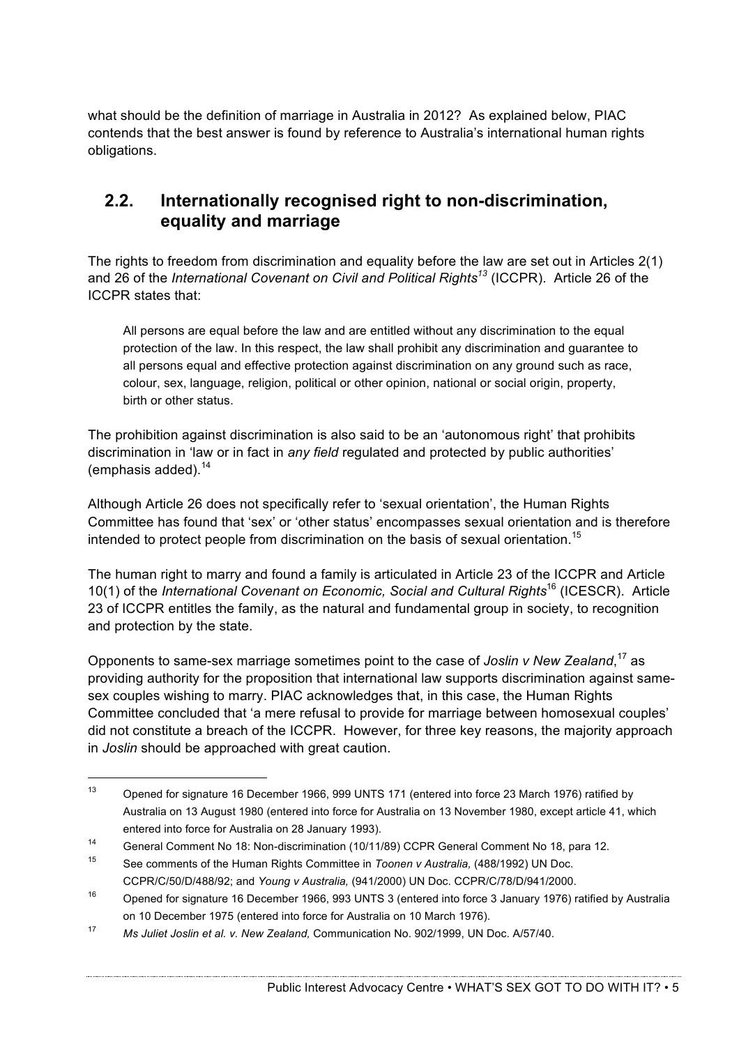what should be the definition of marriage in Australia in 2012? As explained below, PIAC contends that the best answer is found by reference to Australia's international human rights obligations.

## 2.2. Internationally recognised right to non-discrimination, equality and marriage

The rights to freedom from discrimination and equality before the law are set out in Articles 2(1) and 26 of the *International Covenant on Civil and Political Rights*[13] (ICCPR). Article 26 of the ICCPR states that:

> All persons are equal before the law and are entitled without any discrimination to the equal protection of the law. In this respect, the law shall prohibit any discrimination and guarantee to all persons equal and effective protection against discrimination on any ground such as race, colour, sex, language, religion, political or other opinion, national or social origin, property, birth or other status.

The prohibition against discrimination is also said to be an 'autonomous right' that prohibits discrimination in 'law or in fact in *any field* regulated and protected by public authorities' (emphasis added).[14]

Although Article 26 does not specifically refer to 'sexual orientation', the Human Rights Committee has found that 'sex' or 'other status' encompasses sexual orientation and is therefore intended to protect people from discrimination on the basis of sexual orientation.[15]

The human right to marry and found a family is articulated in Article 23 of the ICCPR and Article 10(1) of the *International Covenant on Economic, Social and Cultural Rights*[16] (ICESCR). Article 23 of ICCPR entitles the family, as the natural and fundamental group in society, to recognition and protection by the state.

Opponents to same-sex marriage sometimes point to the case of *Joslin v New Zealand*,[17] as providing authority for the proposition that international law supports discrimination against same-sex couples wishing to marry. PIAC acknowledges that, in this case, the Human Rights Committee concluded that 'a mere refusal to provide for marriage between homosexual couples' did not constitute a breach of the ICCPR. However, for three key reasons, the majority approach in *Joslin* should be approached with great caution.

---

[13] Opened for signature 16 December 1966, 999 UNTS 171 (entered into force 23 March 1976) ratified by Australia on 13 August 1980 (entered into force for Australia on 13 November 1980, except article 41, which entered into force for Australia on 28 January 1993).

[14] General Comment No 18: Non-discrimination (10/11/89) CCPR General Comment No 18, para 12.

[15] See comments of the Human Rights Committee in *Toonen v Australia,* (488/1992) UN Doc. CCPR/C/50/D/488/92; and *Young v Australia,* (941/2000) UN Doc. CCPR/C/78/D/941/2000.

[16] Opened for signature 16 December 1966, 993 UNTS 3 (entered into force 3 January 1976) ratified by Australia on 10 December 1975 (entered into force for Australia on 10 March 1976).

[17] *Ms Juliet Joslin et al. v. New Zealand,* Communication No. 902/1999, UN Doc. A/57/40.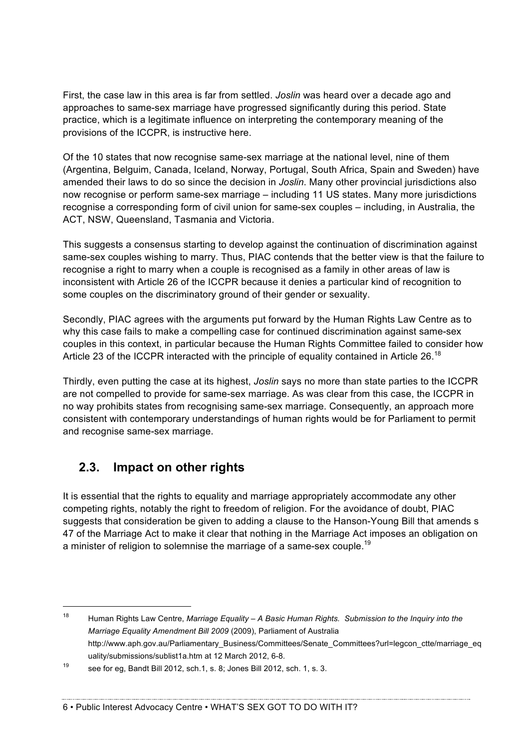First, the case law in this area is far from settled. *Joslin* was heard over a decade ago and approaches to same-sex marriage have progressed significantly during this period. State practice, which is a legitimate influence on interpreting the contemporary meaning of the provisions of the ICCPR, is instructive here.

Of the 10 states that now recognise same-sex marriage at the national level, nine of them (Argentina, Belguim, Canada, Iceland, Norway, Portugal, South Africa, Spain and Sweden) have amended their laws to do so since the decision in *Joslin*. Many other provincial jurisdictions also now recognise or perform same-sex marriage – including 11 US states. Many more jurisdictions recognise a corresponding form of civil union for same-sex couples – including, in Australia, the ACT, NSW, Queensland, Tasmania and Victoria.

This suggests a consensus starting to develop against the continuation of discrimination against same-sex couples wishing to marry. Thus, PIAC contends that the better view is that the failure to recognise a right to marry when a couple is recognised as a family in other areas of law is inconsistent with Article 26 of the ICCPR because it denies a particular kind of recognition to some couples on the discriminatory ground of their gender or sexuality.

Secondly, PIAC agrees with the arguments put forward by the Human Rights Law Centre as to why this case fails to make a compelling case for continued discrimination against same-sex couples in this context, in particular because the Human Rights Committee failed to consider how Article 23 of the ICCPR interacted with the principle of equality contained in Article 26.[18]

Thirdly, even putting the case at its highest, *Joslin* says no more than state parties to the ICCPR are not compelled to provide for same-sex marriage. As was clear from this case, the ICCPR in no way prohibits states from recognising same-sex marriage. Consequently, an approach more consistent with contemporary understandings of human rights would be for Parliament to permit and recognise same-sex marriage.

## 2.3. Impact on other rights

It is essential that the rights to equality and marriage appropriately accommodate any other competing rights, notably the right to freedom of religion. For the avoidance of doubt, PIAC suggests that consideration be given to adding a clause to the Hanson-Young Bill that amends s 47 of the Marriage Act to make it clear that nothing in the Marriage Act imposes an obligation on a minister of religion to solemnise the marriage of a same-sex couple.[19]

---

[18] Human Rights Law Centre, *Marriage Equality – A Basic Human Rights. Submission to the Inquiry into the Marriage Equality Amendment Bill 2009* (2009), Parliament of Australia http://www.aph.gov.au/Parliamentary_Business/Committees/Senate_Committees?url=legcon_ctte/marriage_equality/submissions/sublist1a.htm at 12 March 2012, 6-8.

[19] see for eg, Bandt Bill 2012, sch.1, s. 8; Jones Bill 2012, sch. 1, s. 3.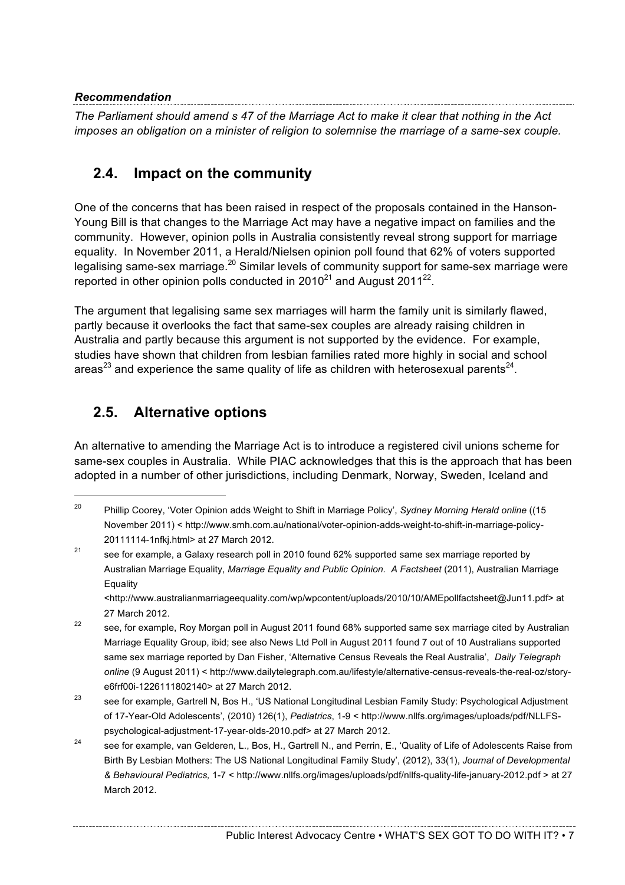***Recommendation***

*The Parliament should amend s 47 of the Marriage Act to make it clear that nothing in the Act imposes an obligation on a minister of religion to solemnise the marriage of a same-sex couple.*

## 2.4. Impact on the community

One of the concerns that has been raised in respect of the proposals contained in the Hanson-Young Bill is that changes to the Marriage Act may have a negative impact on families and the community. However, opinion polls in Australia consistently reveal strong support for marriage equality. In November 2011, a Herald/Nielsen opinion poll found that 62% of voters supported legalising same-sex marriage.[20] Similar levels of community support for same-sex marriage were reported in other opinion polls conducted in 2010[21] and August 2011[22].

The argument that legalising same sex marriages will harm the family unit is similarly flawed, partly because it overlooks the fact that same-sex couples are already raising children in Australia and partly because this argument is not supported by the evidence. For example, studies have shown that children from lesbian families rated more highly in social and school areas[23] and experience the same quality of life as children with heterosexual parents[24].

## 2.5. Alternative options

An alternative to amending the Marriage Act is to introduce a registered civil unions scheme for same-sex couples in Australia. While PIAC acknowledges that this is the approach that has been adopted in a number of other jurisdictions, including Denmark, Norway, Sweden, Iceland and

---

[20] Phillip Coorey, 'Voter Opinion adds Weight to Shift in Marriage Policy', *Sydney Morning Herald online* ((15 November 2011) < http://www.smh.com.au/national/voter-opinion-adds-weight-to-shift-in-marriage-policy-20111114-1nfkj.html> at 27 March 2012.

[21] see for example, a Galaxy research poll in 2010 found 62% supported same sex marriage reported by Australian Marriage Equality, *Marriage Equality and Public Opinion. A Factsheet* (2011), Australian Marriage Equality <http://www.australianmarriageequality.com/wp/wpcontent/uploads/2010/10/AMEpollfactsheet@Jun11.pdf> at 27 March 2012.

[22] see, for example, Roy Morgan poll in August 2011 found 68% supported same sex marriage cited by Australian Marriage Equality Group, ibid; see also News Ltd Poll in August 2011 found 7 out of 10 Australians supported same sex marriage reported by Dan Fisher, 'Alternative Census Reveals the Real Australia', *Daily Telegraph online* (9 August 2011) < http://www.dailytelegraph.com.au/lifestyle/alternative-census-reveals-the-real-oz/story-e6frf00i-1226111802140> at 27 March 2012.

[23] see for example, Gartrell N, Bos H., 'US National Longitudinal Lesbian Family Study: Psychological Adjustment of 17-Year-Old Adolescents', (2010) 126(1), *Pediatrics*, 1-9 < http://www.nllfs.org/images/uploads/pdf/NLLFS-psychological-adjustment-17-year-olds-2010.pdf> at 27 March 2012.

[24] see for example, van Gelderen, L., Bos, H., Gartrell N., and Perrin, E., 'Quality of Life of Adolescents Raise from Birth By Lesbian Mothers: The US National Longitudinal Family Study', (2012), 33(1), *Journal of Developmental & Behavioural Pediatrics,* 1-7 < http://www.nllfs.org/images/uploads/pdf/nllfs-quality-life-january-2012.pdf > at 27 March 2012.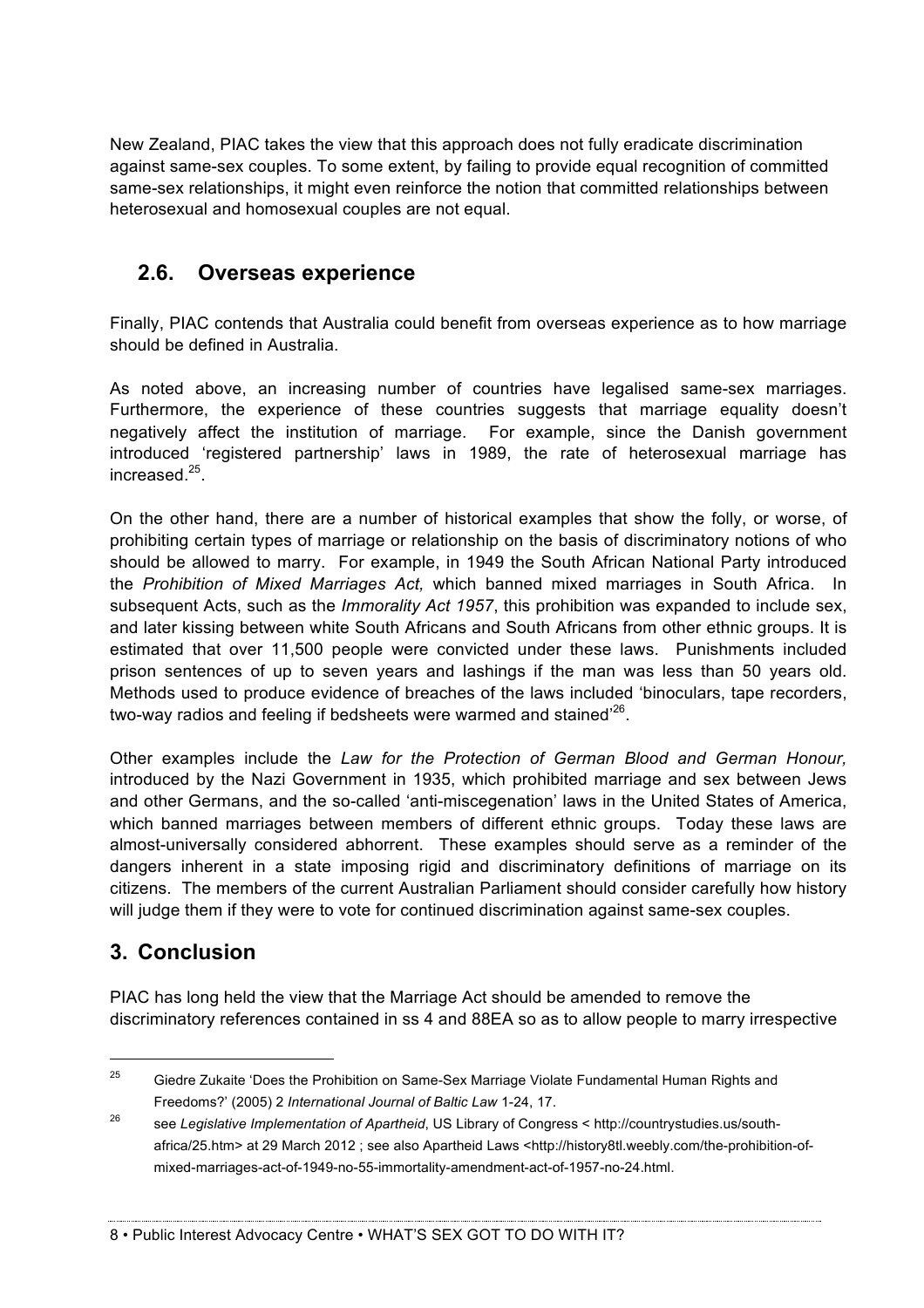New Zealand, PIAC takes the view that this approach does not fully eradicate discrimination against same-sex couples. To some extent, by failing to provide equal recognition of committed same-sex relationships, it might even reinforce the notion that committed relationships between heterosexual and homosexual couples are not equal.

## 2.6. Overseas experience

Finally, PIAC contends that Australia could benefit from overseas experience as to how marriage should be defined in Australia.

As noted above, an increasing number of countries have legalised same-sex marriages. Furthermore, the experience of these countries suggests that marriage equality doesn't negatively affect the institution of marriage. For example, since the Danish government introduced 'registered partnership' laws in 1989, the rate of heterosexual marriage has increased.[25].

On the other hand, there are a number of historical examples that show the folly, or worse, of prohibiting certain types of marriage or relationship on the basis of discriminatory notions of who should be allowed to marry. For example, in 1949 the South African National Party introduced the *Prohibition of Mixed Marriages Act,* which banned mixed marriages in South Africa. In subsequent Acts, such as the *Immorality Act 1957*, this prohibition was expanded to include sex, and later kissing between white South Africans and South Africans from other ethnic groups. It is estimated that over 11,500 people were convicted under these laws. Punishments included prison sentences of up to seven years and lashings if the man was less than 50 years old. Methods used to produce evidence of breaches of the laws included 'binoculars, tape recorders, two-way radios and feeling if bedsheets were warmed and stained'[26].

Other examples include the *Law for the Protection of German Blood and German Honour,* introduced by the Nazi Government in 1935, which prohibited marriage and sex between Jews and other Germans, and the so-called 'anti-miscegenation' laws in the United States of America, which banned marriages between members of different ethnic groups. Today these laws are almost-universally considered abhorrent. These examples should serve as a reminder of the dangers inherent in a state imposing rigid and discriminatory definitions of marriage on its citizens. The members of the current Australian Parliament should consider carefully how history will judge them if they were to vote for continued discrimination against same-sex couples.

# 3. Conclusion

PIAC has long held the view that the Marriage Act should be amended to remove the discriminatory references contained in ss 4 and 88EA so as to allow people to marry irrespective

---

[25] Giedre Zukaite 'Does the Prohibition on Same-Sex Marriage Violate Fundamental Human Rights and Freedoms?' (2005) 2 *International Journal of Baltic Law* 1-24, 17.

[26] see *Legislative Implementation of Apartheid*, US Library of Congress < http://countrystudies.us/south-africa/25.htm> at 29 March 2012 ; see also Apartheid Laws <http://history8tl.weebly.com/the-prohibition-of-mixed-marriages-act-of-1949-no-55-immortality-amendment-act-of-1957-no-24.html.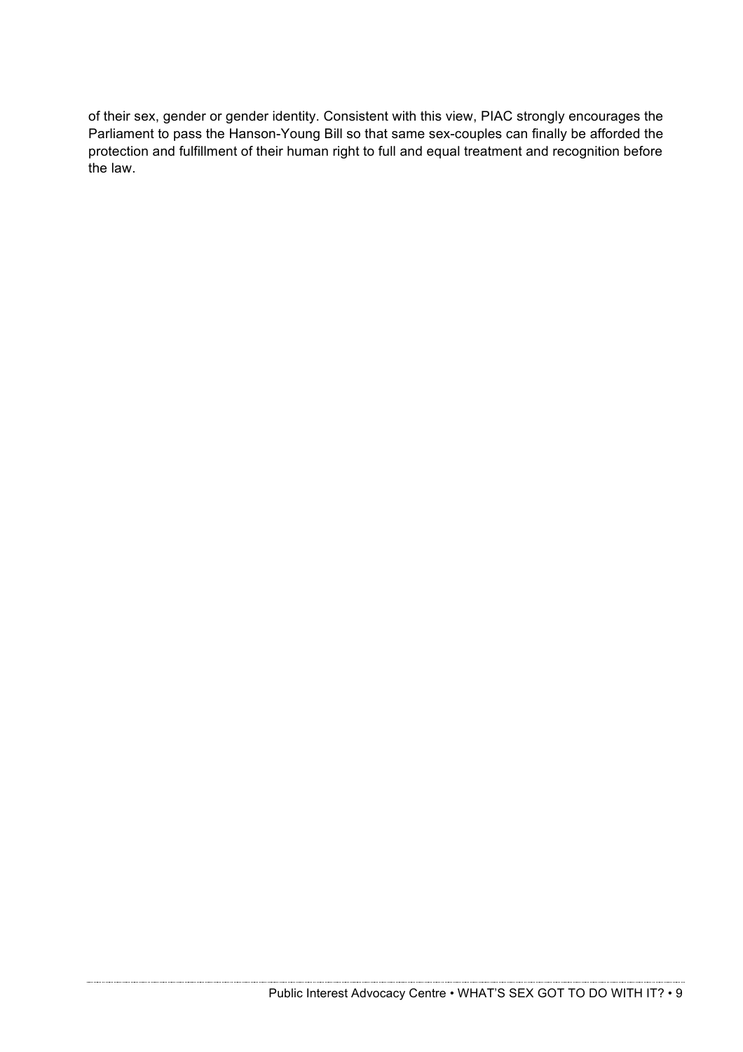of their sex, gender or gender identity. Consistent with this view, PIAC strongly encourages the Parliament to pass the Hanson-Young Bill so that same sex-couples can finally be afforded the protection and fulfillment of their human right to full and equal treatment and recognition before the law.